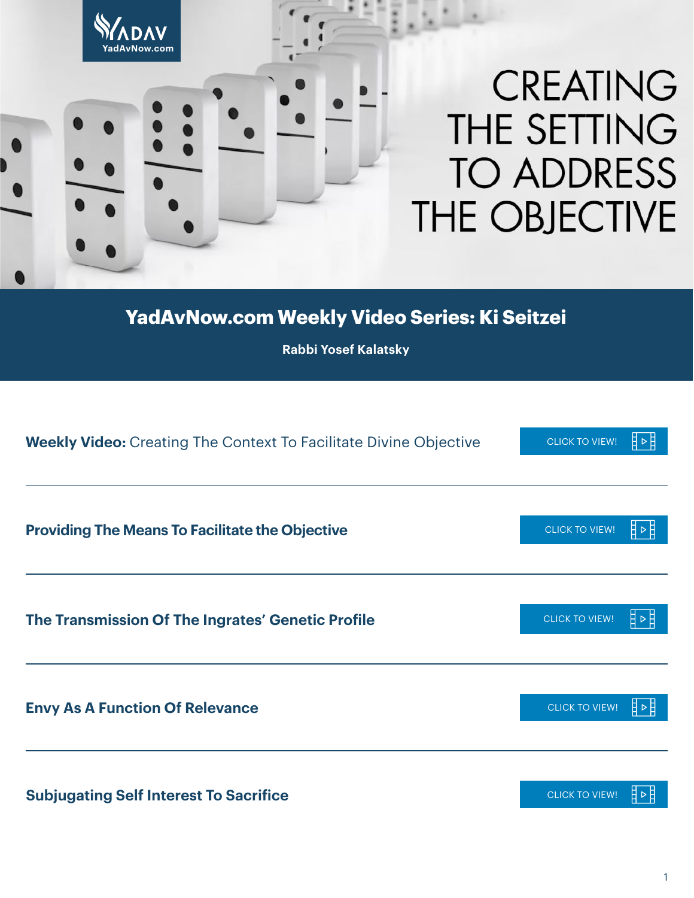YADAV
YadAvNow.com

# CREATING THE SETTING TO ADDRESS THE OBJECTIVE

## YadAvNow.com Weekly Video Series: Ki Seitzei

**Rabbi Yosef Kalatsky**

**Weekly Video:** Creating The Context To Facilitate Divine Objective — CLICK TO VIEW!

---

**Providing The Means To Facilitate the Objective** — CLICK TO VIEW!

---

**The Transmission Of The Ingrates' Genetic Profile** — CLICK TO VIEW!

---

**Envy As A Function Of Relevance** — CLICK TO VIEW!

---

**Subjugating Self Interest To Sacrifice** — CLICK TO VIEW!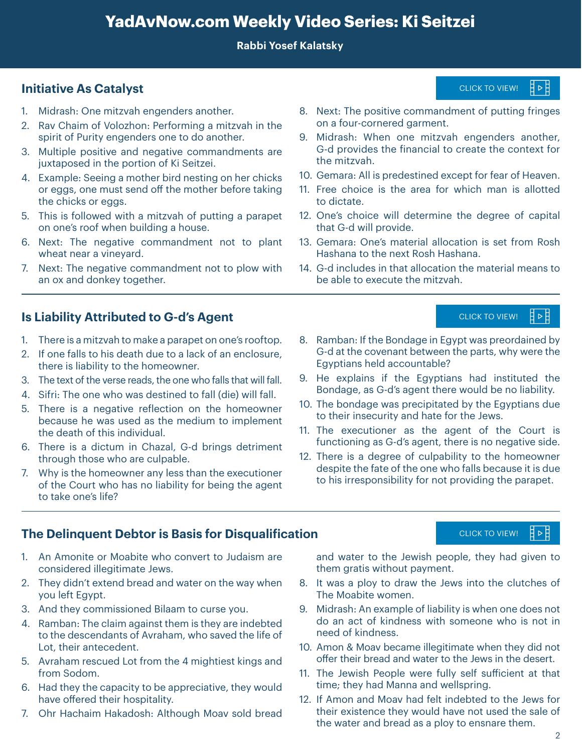# YadAvNow.com Weekly Video Series: Ki Seitzei

**Rabbi Yosef Kalatsky**

## Initiative As Catalyst

CLICK TO VIEW!

1. Midrash: One mitzvah engenders another.
2. Rav Chaim of Volozhon: Performing a mitzvah in the spirit of Purity engenders one to do another.
3. Multiple positive and negative commandments are juxtaposed in the portion of Ki Seitzei.
4. Example: Seeing a mother bird nesting on her chicks or eggs, one must send off the mother before taking the chicks or eggs.
5. This is followed with a mitzvah of putting a parapet on one's roof when building a house.
6. Next: The negative commandment not to plant wheat near a vineyard.
7. Next: The negative commandment not to plow with an ox and donkey together.
8. Next: The positive commandment of putting fringes on a four-cornered garment.
9. Midrash: When one mitzvah engenders another, G-d provides the financial to create the context for the mitzvah.
10. Gemara: All is predestined except for fear of Heaven.
11. Free choice is the area for which man is allotted to dictate.
12. One's choice will determine the degree of capital that G-d will provide.
13. Gemara: One's material allocation is set from Rosh Hashana to the next Rosh Hashana.
14. G-d includes in that allocation the material means to be able to execute the mitzvah.

## Is Liability Attributed to G-d's Agent

CLICK TO VIEW!

1. There is a mitzvah to make a parapet on one's rooftop.
2. If one falls to his death due to a lack of an enclosure, there is liability to the homeowner.
3. The text of the verse reads, the one who falls that will fall.
4. Sifri: The one who was destined to fall (die) will fall.
5. There is a negative reflection on the homeowner because he was used as the medium to implement the death of this individual.
6. There is a dictum in Chazal, G-d brings detriment through those who are culpable.
7. Why is the homeowner any less than the executioner of the Court who has no liability for being the agent to take one's life?
8. Ramban: If the Bondage in Egypt was preordained by G-d at the covenant between the parts, why were the Egyptians held accountable?
9. He explains if the Egyptians had instituted the Bondage, as G-d's agent there would be no liability.
10. The bondage was precipitated by the Egyptians due to their insecurity and hate for the Jews.
11. The executioner as the agent of the Court is functioning as G-d's agent, there is no negative side.
12. There is a degree of culpability to the homeowner despite the fate of the one who falls because it is due to his irresponsibility for not providing the parapet.

## The Delinquent Debtor is Basis for Disqualification

CLICK TO VIEW!

1. An Amonite or Moabite who convert to Judaism are considered illegitimate Jews.
2. They didn't extend bread and water on the way when you left Egypt.
3. And they commissioned Bilaam to curse you.
4. Ramban: The claim against them is they are indebted to the descendants of Avraham, who saved the life of Lot, their antecedent.
5. Avraham rescued Lot from the 4 mightiest kings and from Sodom.
6. Had they the capacity to be appreciative, they would have offered their hospitality.
7. Ohr Hachaim Hakadosh: Although Moav sold bread and water to the Jewish people, they had given to them gratis without payment.
8. It was a ploy to draw the Jews into the clutches of The Moabite women.
9. Midrash: An example of liability is when one does not do an act of kindness with someone who is not in need of kindness.
10. Amon & Moav became illegitimate when they did not offer their bread and water to the Jews in the desert.
11. The Jewish People were fully self sufficient at that time; they had Manna and wellspring.
12. If Amon and Moav had felt indebted to the Jews for their existence they would have not used the sale of the water and bread as a ploy to ensnare them.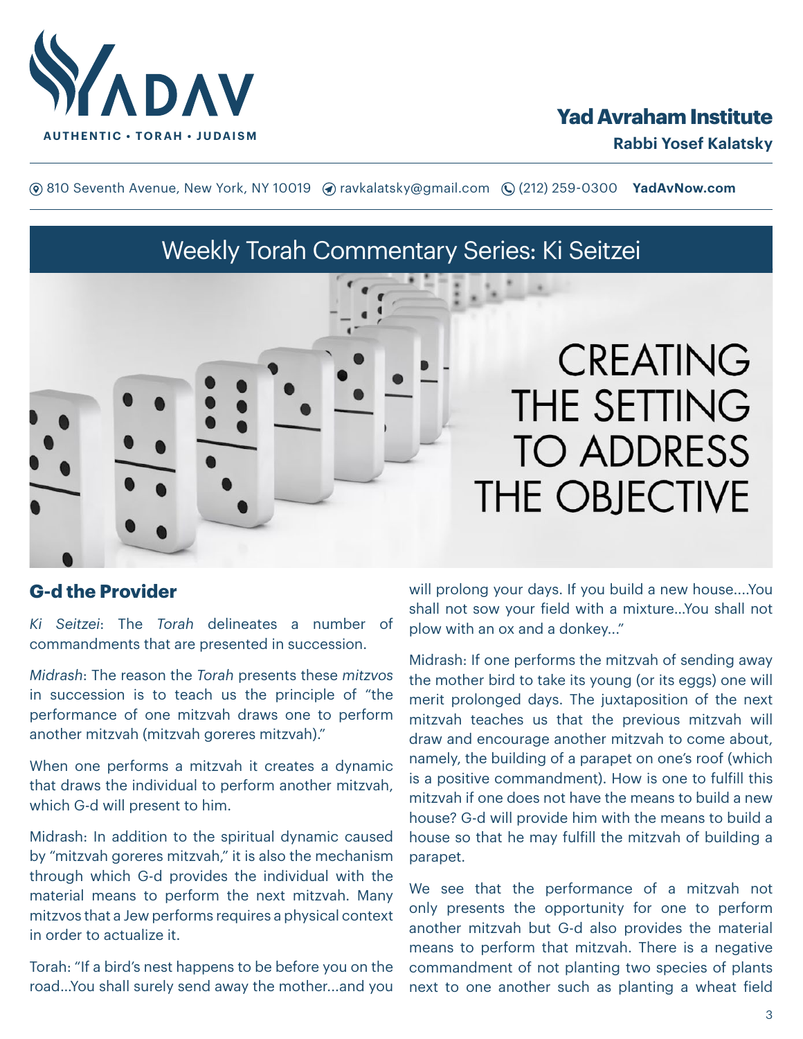# Yad Avraham Institute

**Rabbi Yosef Kalatsky**

810 Seventh Avenue, New York, NY 10019 ravkalatsky@gmail.com (212) 259-0300 **YadAvNow.com**

## Weekly Torah Commentary Series: Ki Seitzei

# CREATING THE SETTING TO ADDRESS THE OBJECTIVE

### G-d the Provider

*Ki Seitzei*: The *Torah* delineates a number of commandments that are presented in succession.

*Midrash*: The reason the *Torah* presents these *mitzvos* in succession is to teach us the principle of "the performance of one mitzvah draws one to perform another mitzvah (mitzvah goreres mitzvah)."

When one performs a mitzvah it creates a dynamic that draws the individual to perform another mitzvah, which G-d will present to him.

Midrash: In addition to the spiritual dynamic caused by "mitzvah goreres mitzvah," it is also the mechanism through which G-d provides the individual with the material means to perform the next mitzvah. Many mitzvos that a Jew performs requires a physical context in order to actualize it.

Torah: "If a bird's nest happens to be before you on the road...You shall surely send away the mother...and you will prolong your days. If you build a new house....You shall not sow your field with a mixture...You shall not plow with an ox and a donkey..."

Midrash: If one performs the mitzvah of sending away the mother bird to take its young (or its eggs) one will merit prolonged days. The juxtaposition of the next mitzvah teaches us that the previous mitzvah will draw and encourage another mitzvah to come about, namely, the building of a parapet on one's roof (which is a positive commandment). How is one to fulfill this mitzvah if one does not have the means to build a new house? G-d will provide him with the means to build a house so that he may fulfill the mitzvah of building a parapet.

We see that the performance of a mitzvah not only presents the opportunity for one to perform another mitzvah but G-d also provides the material means to perform that mitzvah. There is a negative commandment of not planting two species of plants next to one another such as planting a wheat field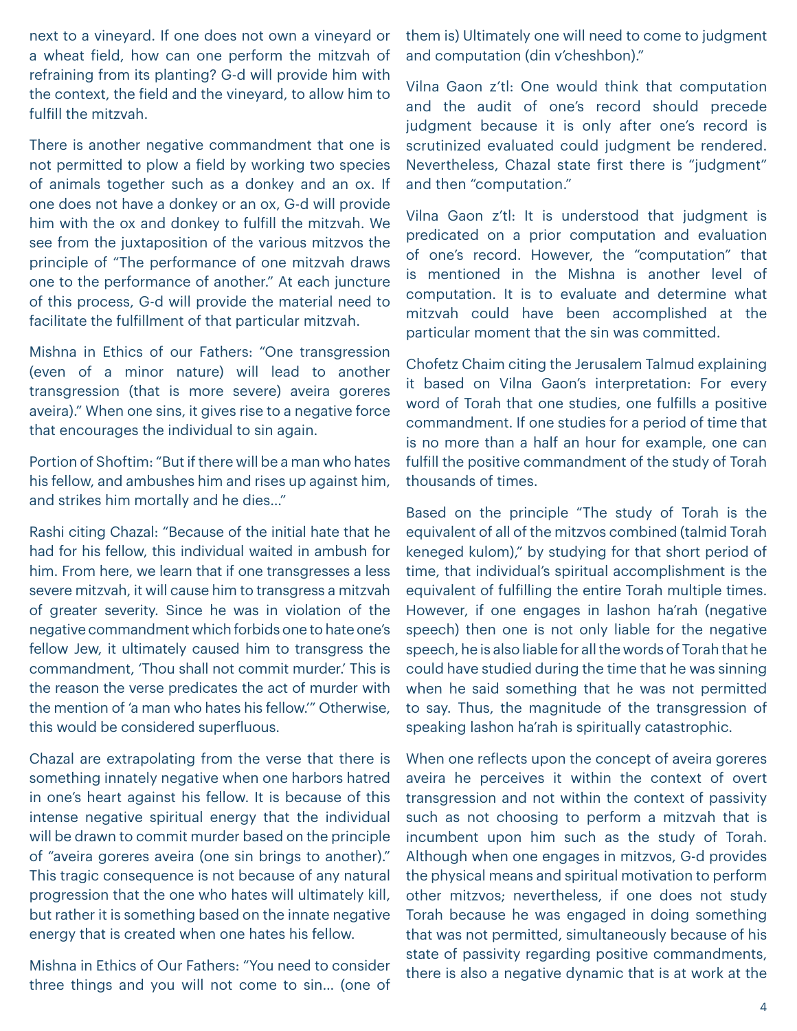next to a vineyard. If one does not own a vineyard or a wheat field, how can one perform the mitzvah of refraining from its planting? G-d will provide him with the context, the field and the vineyard, to allow him to fulfill the mitzvah.

There is another negative commandment that one is not permitted to plow a field by working two species of animals together such as a donkey and an ox. If one does not have a donkey or an ox, G-d will provide him with the ox and donkey to fulfill the mitzvah. We see from the juxtaposition of the various mitzvos the principle of "The performance of one mitzvah draws one to the performance of another." At each juncture of this process, G-d will provide the material need to facilitate the fulfillment of that particular mitzvah.

Mishna in Ethics of our Fathers: "One transgression (even of a minor nature) will lead to another transgression (that is more severe) aveira goreres aveira)." When one sins, it gives rise to a negative force that encourages the individual to sin again.

Portion of Shoftim: "But if there will be a man who hates his fellow, and ambushes him and rises up against him, and strikes him mortally and he dies…"

Rashi citing Chazal: "Because of the initial hate that he had for his fellow, this individual waited in ambush for him. From here, we learn that if one transgresses a less severe mitzvah, it will cause him to transgress a mitzvah of greater severity. Since he was in violation of the negative commandment which forbids one to hate one's fellow Jew, it ultimately caused him to transgress the commandment, 'Thou shall not commit murder.' This is the reason the verse predicates the act of murder with the mention of 'a man who hates his fellow.'" Otherwise, this would be considered superfluous.

Chazal are extrapolating from the verse that there is something innately negative when one harbors hatred in one's heart against his fellow. It is because of this intense negative spiritual energy that the individual will be drawn to commit murder based on the principle of "aveira goreres aveira (one sin brings to another)." This tragic consequence is not because of any natural progression that the one who hates will ultimately kill, but rather it is something based on the innate negative energy that is created when one hates his fellow.

Mishna in Ethics of Our Fathers: "You need to consider three things and you will not come to sin… (one of them is) Ultimately one will need to come to judgment and computation (din v'cheshbon)."

Vilna Gaon z'tl: One would think that computation and the audit of one's record should precede judgment because it is only after one's record is scrutinized evaluated could judgment be rendered. Nevertheless, Chazal state first there is "judgment" and then "computation."

Vilna Gaon z'tl: It is understood that judgment is predicated on a prior computation and evaluation of one's record. However, the "computation" that is mentioned in the Mishna is another level of computation. It is to evaluate and determine what mitzvah could have been accomplished at the particular moment that the sin was committed.

Chofetz Chaim citing the Jerusalem Talmud explaining it based on Vilna Gaon's interpretation: For every word of Torah that one studies, one fulfills a positive commandment. If one studies for a period of time that is no more than a half an hour for example, one can fulfill the positive commandment of the study of Torah thousands of times.

Based on the principle "The study of Torah is the equivalent of all of the mitzvos combined (talmid Torah keneged kulom)," by studying for that short period of time, that individual's spiritual accomplishment is the equivalent of fulfilling the entire Torah multiple times. However, if one engages in lashon ha'rah (negative speech) then one is not only liable for the negative speech, he is also liable for all the words of Torah that he could have studied during the time that he was sinning when he said something that he was not permitted to say. Thus, the magnitude of the transgression of speaking lashon ha'rah is spiritually catastrophic.

When one reflects upon the concept of aveira goreres aveira he perceives it within the context of overt transgression and not within the context of passivity such as not choosing to perform a mitzvah that is incumbent upon him such as the study of Torah. Although when one engages in mitzvos, G-d provides the physical means and spiritual motivation to perform other mitzvos; nevertheless, if one does not study Torah because he was engaged in doing something that was not permitted, simultaneously because of his state of passivity regarding positive commandments, there is also a negative dynamic that is at work at the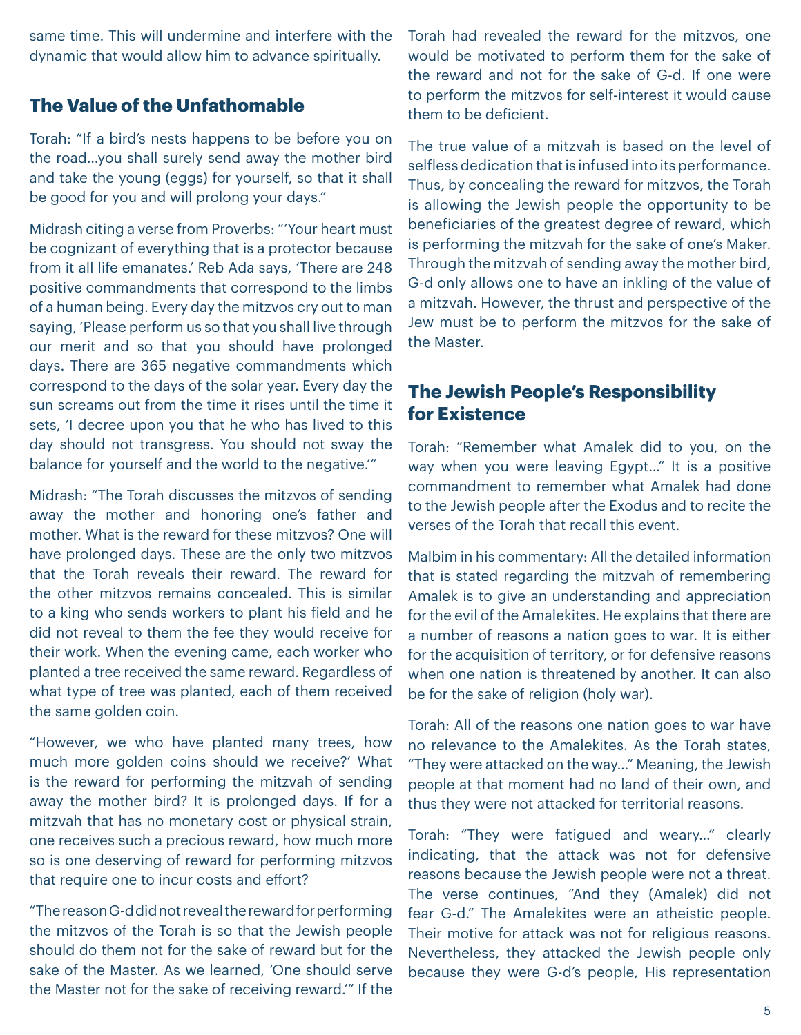same time. This will undermine and interfere with the dynamic that would allow him to advance spiritually.

## The Value of the Unfathomable

Torah: "If a bird's nests happens to be before you on the road…you shall surely send away the mother bird and take the young (eggs) for yourself, so that it shall be good for you and will prolong your days."

Midrash citing a verse from Proverbs: "'Your heart must be cognizant of everything that is a protector because from it all life emanates.' Reb Ada says, 'There are 248 positive commandments that correspond to the limbs of a human being. Every day the mitzvos cry out to man saying, 'Please perform us so that you shall live through our merit and so that you should have prolonged days. There are 365 negative commandments which correspond to the days of the solar year. Every day the sun screams out from the time it rises until the time it sets, 'I decree upon you that he who has lived to this day should not transgress. You should not sway the balance for yourself and the world to the negative.'"

Midrash: "The Torah discusses the mitzvos of sending away the mother and honoring one's father and mother. What is the reward for these mitzvos? One will have prolonged days. These are the only two mitzvos that the Torah reveals their reward. The reward for the other mitzvos remains concealed. This is similar to a king who sends workers to plant his field and he did not reveal to them the fee they would receive for their work. When the evening came, each worker who planted a tree received the same reward. Regardless of what type of tree was planted, each of them received the same golden coin.

"However, we who have planted many trees, how much more golden coins should we receive?' What is the reward for performing the mitzvah of sending away the mother bird? It is prolonged days. If for a mitzvah that has no monetary cost or physical strain, one receives such a precious reward, how much more so is one deserving of reward for performing mitzvos that require one to incur costs and effort?

"The reason G-d did not reveal the reward for performing the mitzvos of the Torah is so that the Jewish people should do them not for the sake of reward but for the sake of the Master. As we learned, 'One should serve the Master not for the sake of receiving reward.'" If the Torah had revealed the reward for the mitzvos, one would be motivated to perform them for the sake of the reward and not for the sake of G-d. If one were to perform the mitzvos for self-interest it would cause them to be deficient.

The true value of a mitzvah is based on the level of selfless dedication that is infused into its performance. Thus, by concealing the reward for mitzvos, the Torah is allowing the Jewish people the opportunity to be beneficiaries of the greatest degree of reward, which is performing the mitzvah for the sake of one's Maker. Through the mitzvah of sending away the mother bird, G-d only allows one to have an inkling of the value of a mitzvah. However, the thrust and perspective of the Jew must be to perform the mitzvos for the sake of the Master.

## The Jewish People's Responsibility for Existence

Torah: "Remember what Amalek did to you, on the way when you were leaving Egypt…" It is a positive commandment to remember what Amalek had done to the Jewish people after the Exodus and to recite the verses of the Torah that recall this event.

Malbim in his commentary: All the detailed information that is stated regarding the mitzvah of remembering Amalek is to give an understanding and appreciation for the evil of the Amalekites. He explains that there are a number of reasons a nation goes to war. It is either for the acquisition of territory, or for defensive reasons when one nation is threatened by another. It can also be for the sake of religion (holy war).

Torah: All of the reasons one nation goes to war have no relevance to the Amalekites. As the Torah states, "They were attacked on the way…" Meaning, the Jewish people at that moment had no land of their own, and thus they were not attacked for territorial reasons.

Torah: "They were fatigued and weary…" clearly indicating, that the attack was not for defensive reasons because the Jewish people were not a threat. The verse continues, "And they (Amalek) did not fear G-d." The Amalekites were an atheistic people. Their motive for attack was not for religious reasons. Nevertheless, they attacked the Jewish people only because they were G-d's people, His representation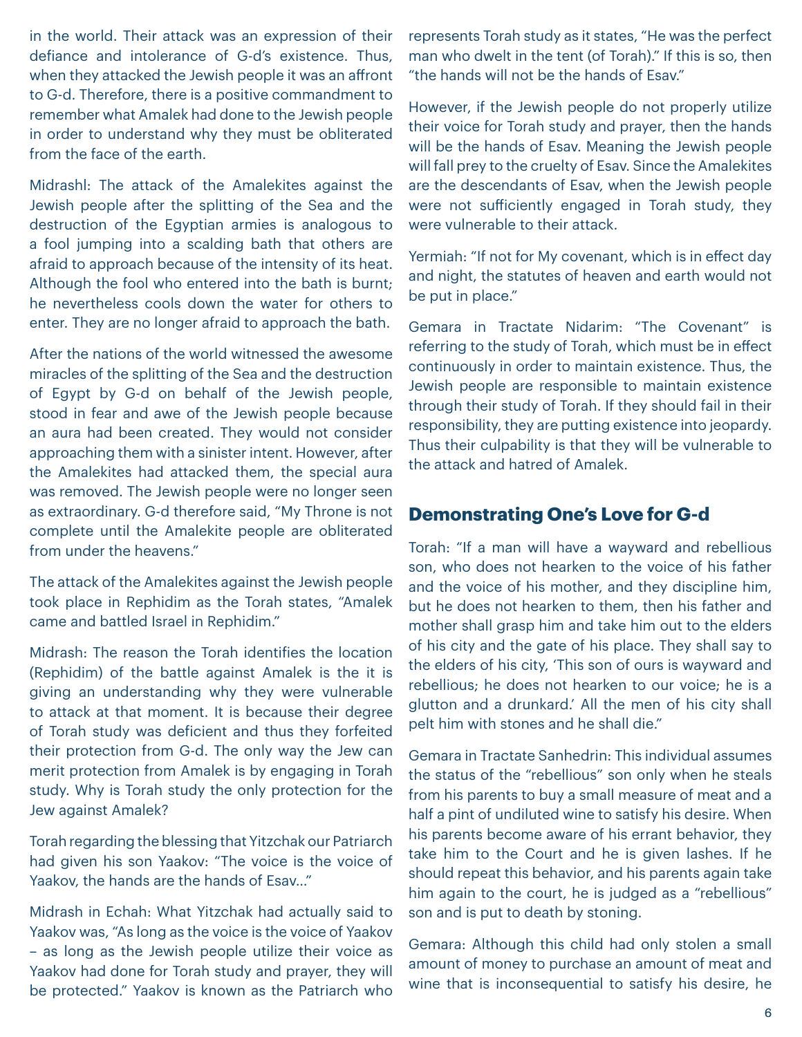in the world. Their attack was an expression of their defiance and intolerance of G-d's existence. Thus, when they attacked the Jewish people it was an affront to G-d. Therefore, there is a positive commandment to remember what Amalek had done to the Jewish people in order to understand why they must be obliterated from the face of the earth.

Midrashl: The attack of the Amalekites against the Jewish people after the splitting of the Sea and the destruction of the Egyptian armies is analogous to a fool jumping into a scalding bath that others are afraid to approach because of the intensity of its heat. Although the fool who entered into the bath is burnt; he nevertheless cools down the water for others to enter. They are no longer afraid to approach the bath.

After the nations of the world witnessed the awesome miracles of the splitting of the Sea and the destruction of Egypt by G-d on behalf of the Jewish people, stood in fear and awe of the Jewish people because an aura had been created. They would not consider approaching them with a sinister intent. However, after the Amalekites had attacked them, the special aura was removed. The Jewish people were no longer seen as extraordinary. G-d therefore said, "My Throne is not complete until the Amalekite people are obliterated from under the heavens."

The attack of the Amalekites against the Jewish people took place in Rephidim as the Torah states, "Amalek came and battled Israel in Rephidim."

Midrash: The reason the Torah identifies the location (Rephidim) of the battle against Amalek is the it is giving an understanding why they were vulnerable to attack at that moment. It is because their degree of Torah study was deficient and thus they forfeited their protection from G-d. The only way the Jew can merit protection from Amalek is by engaging in Torah study. Why is Torah study the only protection for the Jew against Amalek?

Torah regarding the blessing that Yitzchak our Patriarch had given his son Yaakov: "The voice is the voice of Yaakov, the hands are the hands of Esav..."

Midrash in Echah: What Yitzchak had actually said to Yaakov was, "As long as the voice is the voice of Yaakov – as long as the Jewish people utilize their voice as Yaakov had done for Torah study and prayer, they will be protected." Yaakov is known as the Patriarch who represents Torah study as it states, "He was the perfect man who dwelt in the tent (of Torah)." If this is so, then "the hands will not be the hands of Esav."

However, if the Jewish people do not properly utilize their voice for Torah study and prayer, then the hands will be the hands of Esav. Meaning the Jewish people will fall prey to the cruelty of Esav. Since the Amalekites are the descendants of Esav, when the Jewish people were not sufficiently engaged in Torah study, they were vulnerable to their attack.

Yermiah: "If not for My covenant, which is in effect day and night, the statutes of heaven and earth would not be put in place."

Gemara in Tractate Nidarim: "The Covenant" is referring to the study of Torah, which must be in effect continuously in order to maintain existence. Thus, the Jewish people are responsible to maintain existence through their study of Torah. If they should fail in their responsibility, they are putting existence into jeopardy. Thus their culpability is that they will be vulnerable to the attack and hatred of Amalek.

## Demonstrating One's Love for G-d

Torah: "If a man will have a wayward and rebellious son, who does not hearken to the voice of his father and the voice of his mother, and they discipline him, but he does not hearken to them, then his father and mother shall grasp him and take him out to the elders of his city and the gate of his place. They shall say to the elders of his city, 'This son of ours is wayward and rebellious; he does not hearken to our voice; he is a glutton and a drunkard.' All the men of his city shall pelt him with stones and he shall die."

Gemara in Tractate Sanhedrin: This individual assumes the status of the "rebellious" son only when he steals from his parents to buy a small measure of meat and a half a pint of undiluted wine to satisfy his desire. When his parents become aware of his errant behavior, they take him to the Court and he is given lashes. If he should repeat this behavior, and his parents again take him again to the court, he is judged as a "rebellious" son and is put to death by stoning.

Gemara: Although this child had only stolen a small amount of money to purchase an amount of meat and wine that is inconsequential to satisfy his desire, he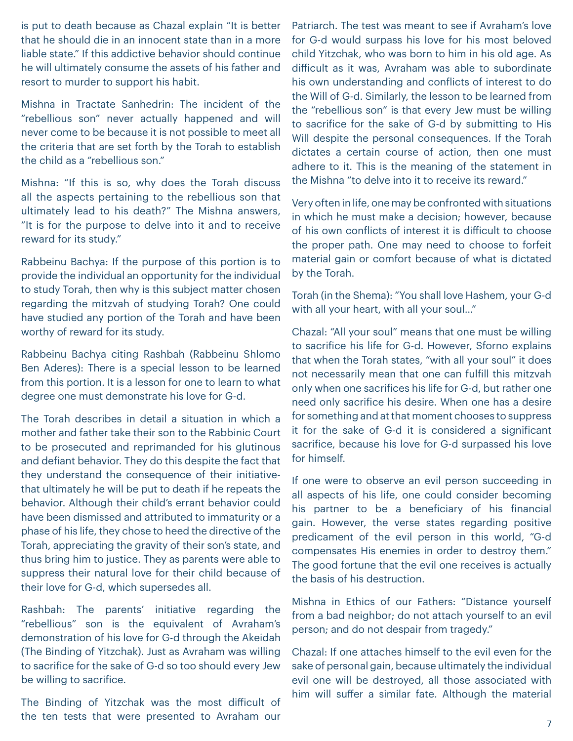is put to death because as Chazal explain "It is better that he should die in an innocent state than in a more liable state." If this addictive behavior should continue he will ultimately consume the assets of his father and resort to murder to support his habit.

Mishna in Tractate Sanhedrin: The incident of the "rebellious son" never actually happened and will never come to be because it is not possible to meet all the criteria that are set forth by the Torah to establish the child as a "rebellious son."

Mishna: "If this is so, why does the Torah discuss all the aspects pertaining to the rebellious son that ultimately lead to his death?" The Mishna answers, "It is for the purpose to delve into it and to receive reward for its study."

Rabbeinu Bachya: If the purpose of this portion is to provide the individual an opportunity for the individual to study Torah, then why is this subject matter chosen regarding the mitzvah of studying Torah? One could have studied any portion of the Torah and have been worthy of reward for its study.

Rabbeinu Bachya citing Rashbah (Rabbeinu Shlomo Ben Aderes): There is a special lesson to be learned from this portion. It is a lesson for one to learn to what degree one must demonstrate his love for G-d.

The Torah describes in detail a situation in which a mother and father take their son to the Rabbinic Court to be prosecuted and reprimanded for his glutinous and defiant behavior. They do this despite the fact that they understand the consequence of their initiative-that ultimately he will be put to death if he repeats the behavior. Although their child's errant behavior could have been dismissed and attributed to immaturity or a phase of his life, they chose to heed the directive of the Torah, appreciating the gravity of their son's state, and thus bring him to justice. They as parents were able to suppress their natural love for their child because of their love for G-d, which supersedes all.

Rashbah: The parents' initiative regarding the "rebellious" son is the equivalent of Avraham's demonstration of his love for G-d through the Akeidah (The Binding of Yitzchak). Just as Avraham was willing to sacrifice for the sake of G-d so too should every Jew be willing to sacrifice.

The Binding of Yitzchak was the most difficult of the ten tests that were presented to Avraham our Patriarch. The test was meant to see if Avraham's love for G-d would surpass his love for his most beloved child Yitzchak, who was born to him in his old age. As difficult as it was, Avraham was able to subordinate his own understanding and conflicts of interest to do the Will of G-d. Similarly, the lesson to be learned from the "rebellious son" is that every Jew must be willing to sacrifice for the sake of G-d by submitting to His Will despite the personal consequences. If the Torah dictates a certain course of action, then one must adhere to it. This is the meaning of the statement in the Mishna "to delve into it to receive its reward."

Very often in life, one may be confronted with situations in which he must make a decision; however, because of his own conflicts of interest it is difficult to choose the proper path. One may need to choose to forfeit material gain or comfort because of what is dictated by the Torah.

Torah (in the Shema): "You shall love Hashem, your G-d with all your heart, with all your soul…"

Chazal: "All your soul" means that one must be willing to sacrifice his life for G-d. However, Sforno explains that when the Torah states, "with all your soul" it does not necessarily mean that one can fulfill this mitzvah only when one sacrifices his life for G-d, but rather one need only sacrifice his desire. When one has a desire for something and at that moment chooses to suppress it for the sake of G-d it is considered a significant sacrifice, because his love for G-d surpassed his love for himself.

If one were to observe an evil person succeeding in all aspects of his life, one could consider becoming his partner to be a beneficiary of his financial gain. However, the verse states regarding positive predicament of the evil person in this world, "G-d compensates His enemies in order to destroy them." The good fortune that the evil one receives is actually the basis of his destruction.

Mishna in Ethics of our Fathers: "Distance yourself from a bad neighbor; do not attach yourself to an evil person; and do not despair from tragedy."

Chazal: If one attaches himself to the evil even for the sake of personal gain, because ultimately the individual evil one will be destroyed, all those associated with him will suffer a similar fate. Although the material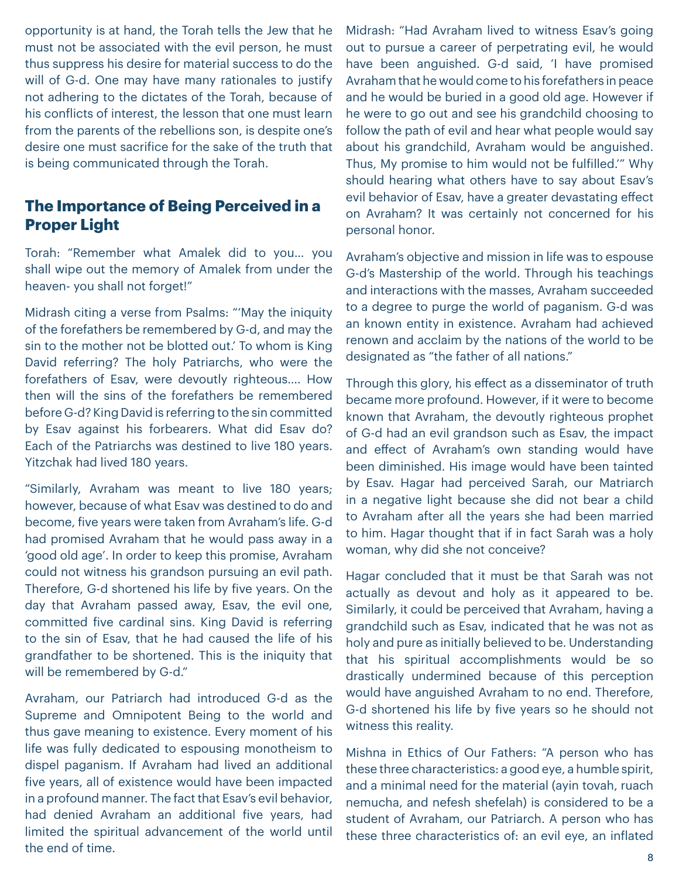opportunity is at hand, the Torah tells the Jew that he must not be associated with the evil person, he must thus suppress his desire for material success to do the will of G-d. One may have many rationales to justify not adhering to the dictates of the Torah, because of his conflicts of interest, the lesson that one must learn from the parents of the rebellions son, is despite one's desire one must sacrifice for the sake of the truth that is being communicated through the Torah.

## The Importance of Being Perceived in a Proper Light

Torah: "Remember what Amalek did to you… you shall wipe out the memory of Amalek from under the heaven- you shall not forget!"

Midrash citing a verse from Psalms: "'May the iniquity of the forefathers be remembered by G-d, and may the sin to the mother not be blotted out.' To whom is King David referring? The holy Patriarchs, who were the forefathers of Esav, were devoutly righteous…. How then will the sins of the forefathers be remembered before G-d? King David is referring to the sin committed by Esav against his forbearers. What did Esav do? Each of the Patriarchs was destined to live 180 years. Yitzchak had lived 180 years.

"Similarly, Avraham was meant to live 180 years; however, because of what Esav was destined to do and become, five years were taken from Avraham's life. G-d had promised Avraham that he would pass away in a 'good old age'. In order to keep this promise, Avraham could not witness his grandson pursuing an evil path. Therefore, G-d shortened his life by five years. On the day that Avraham passed away, Esav, the evil one, committed five cardinal sins. King David is referring to the sin of Esav, that he had caused the life of his grandfather to be shortened. This is the iniquity that will be remembered by G-d."

Avraham, our Patriarch had introduced G-d as the Supreme and Omnipotent Being to the world and thus gave meaning to existence. Every moment of his life was fully dedicated to espousing monotheism to dispel paganism. If Avraham had lived an additional five years, all of existence would have been impacted in a profound manner. The fact that Esav's evil behavior, had denied Avraham an additional five years, had limited the spiritual advancement of the world until the end of time.

Midrash: "Had Avraham lived to witness Esav's going out to pursue a career of perpetrating evil, he would have been anguished. G-d said, 'I have promised Avraham that he would come to his forefathers in peace and he would be buried in a good old age. However if he were to go out and see his grandchild choosing to follow the path of evil and hear what people would say about his grandchild, Avraham would be anguished. Thus, My promise to him would not be fulfilled.'" Why should hearing what others have to say about Esav's evil behavior of Esav, have a greater devastating effect on Avraham? It was certainly not concerned for his personal honor.

Avraham's objective and mission in life was to espouse G-d's Mastership of the world. Through his teachings and interactions with the masses, Avraham succeeded to a degree to purge the world of paganism. G-d was an known entity in existence. Avraham had achieved renown and acclaim by the nations of the world to be designated as "the father of all nations."

Through this glory, his effect as a disseminator of truth became more profound. However, if it were to become known that Avraham, the devoutly righteous prophet of G-d had an evil grandson such as Esav, the impact and effect of Avraham's own standing would have been diminished. His image would have been tainted by Esav. Hagar had perceived Sarah, our Matriarch in a negative light because she did not bear a child to Avraham after all the years she had been married to him. Hagar thought that if in fact Sarah was a holy woman, why did she not conceive?

Hagar concluded that it must be that Sarah was not actually as devout and holy as it appeared to be. Similarly, it could be perceived that Avraham, having a grandchild such as Esav, indicated that he was not as holy and pure as initially believed to be. Understanding that his spiritual accomplishments would be so drastically undermined because of this perception would have anguished Avraham to no end. Therefore, G-d shortened his life by five years so he should not witness this reality.

Mishna in Ethics of Our Fathers: "A person who has these three characteristics: a good eye, a humble spirit, and a minimal need for the material (ayin tovah, ruach nemucha, and nefesh shefelah) is considered to be a student of Avraham, our Patriarch. A person who has these three characteristics of: an evil eye, an inflated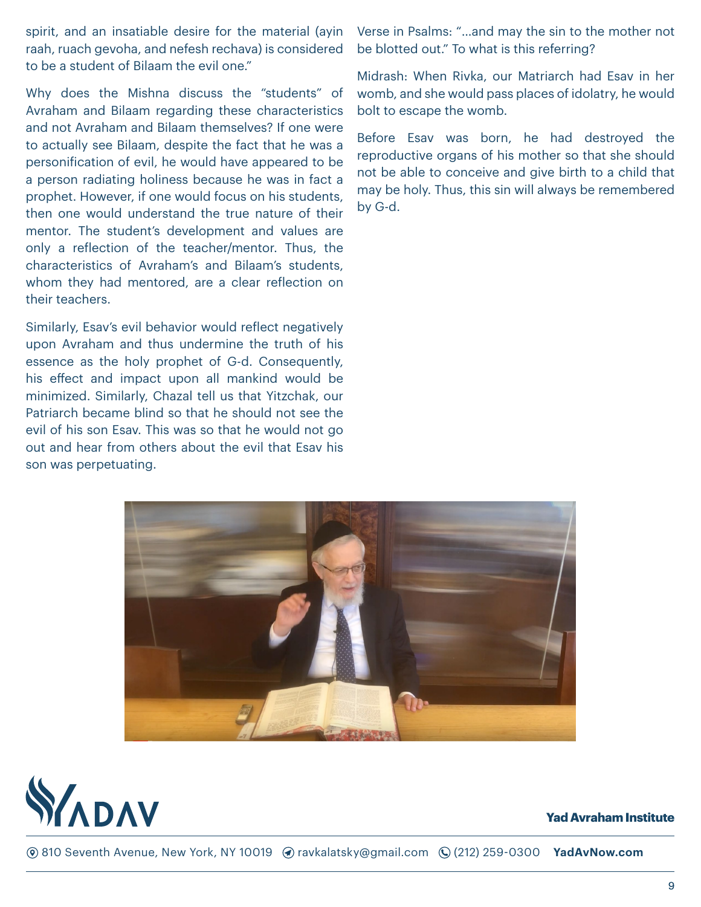spirit, and an insatiable desire for the material (ayin raah, ruach gevoha, and nefesh rechava) is considered to be a student of Bilaam the evil one."

Why does the Mishna discuss the "students" of Avraham and Bilaam regarding these characteristics and not Avraham and Bilaam themselves? If one were to actually see Bilaam, despite the fact that he was a personification of evil, he would have appeared to be a person radiating holiness because he was in fact a prophet. However, if one would focus on his students, then one would understand the true nature of their mentor. The student's development and values are only a reflection of the teacher/mentor. Thus, the characteristics of Avraham's and Bilaam's students, whom they had mentored, are a clear reflection on their teachers.

Similarly, Esav's evil behavior would reflect negatively upon Avraham and thus undermine the truth of his essence as the holy prophet of G-d. Consequently, his effect and impact upon all mankind would be minimized. Similarly, Chazal tell us that Yitzchak, our Patriarch became blind so that he should not see the evil of his son Esav. This was so that he would not go out and hear from others about the evil that Esav his son was perpetuating.

Verse in Psalms: "…and may the sin to the mother not be blotted out." To what is this referring?

Midrash: When Rivka, our Matriarch had Esav in her womb, and she would pass places of idolatry, he would bolt to escape the womb.

Before Esav was born, he had destroyed the reproductive organs of his mother so that she should not be able to conceive and give birth to a child that may be holy. Thus, this sin will always be remembered by G-d.

YADAV

Yad Avraham Institute

810 Seventh Avenue, New York, NY 10019 ravkalatsky@gmail.com (212) 259-0300 **YadAvNow.com**